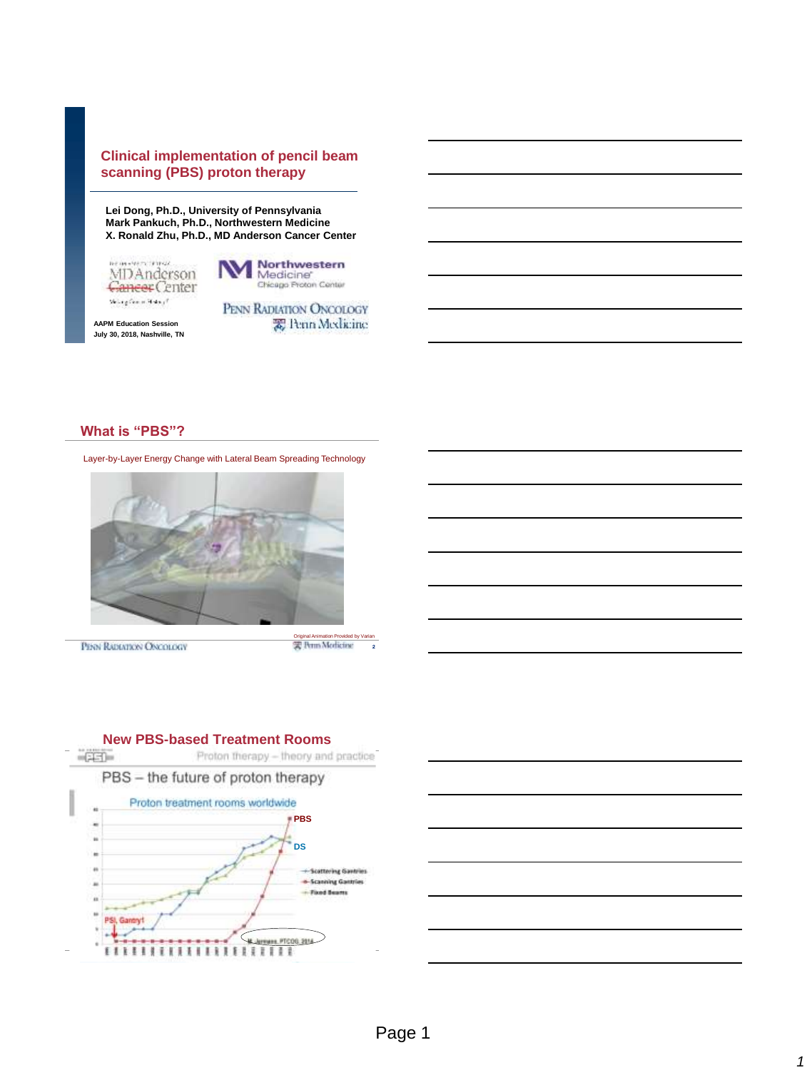## Clinical implementation of pencil beam scanning (PBS) proton therapy

**Lei Dong, Ph.D., University of Pennsylvania**
**Mark Pankuch, Ph.D., Northwestern Medicine**
**X. Ronald Zhu, Ph.D., MD Anderson Cancer Center**

MD Anderson Cancer Center

Northwestern Medicine Chicago Proton Center

Penn Radiation Oncology — Penn Medicine

**AAPM Education Session**
**July 30, 2018, Nashville, TN**

## What is "PBS"?

Layer-by-Layer Energy Change with Lateral Beam Spreading Technology

Original Animation Provided by Varian

## New PBS-based Treatment Rooms

Proton therapy – theory and practice

PBS – the future of proton therapy

Proton treatment rooms worldwide

PBS

DS

- Scattering Gantries
- Scanning Gantries
- Fixed Beams

PSI, Gantry1

M. Jermann, PTCOG 2014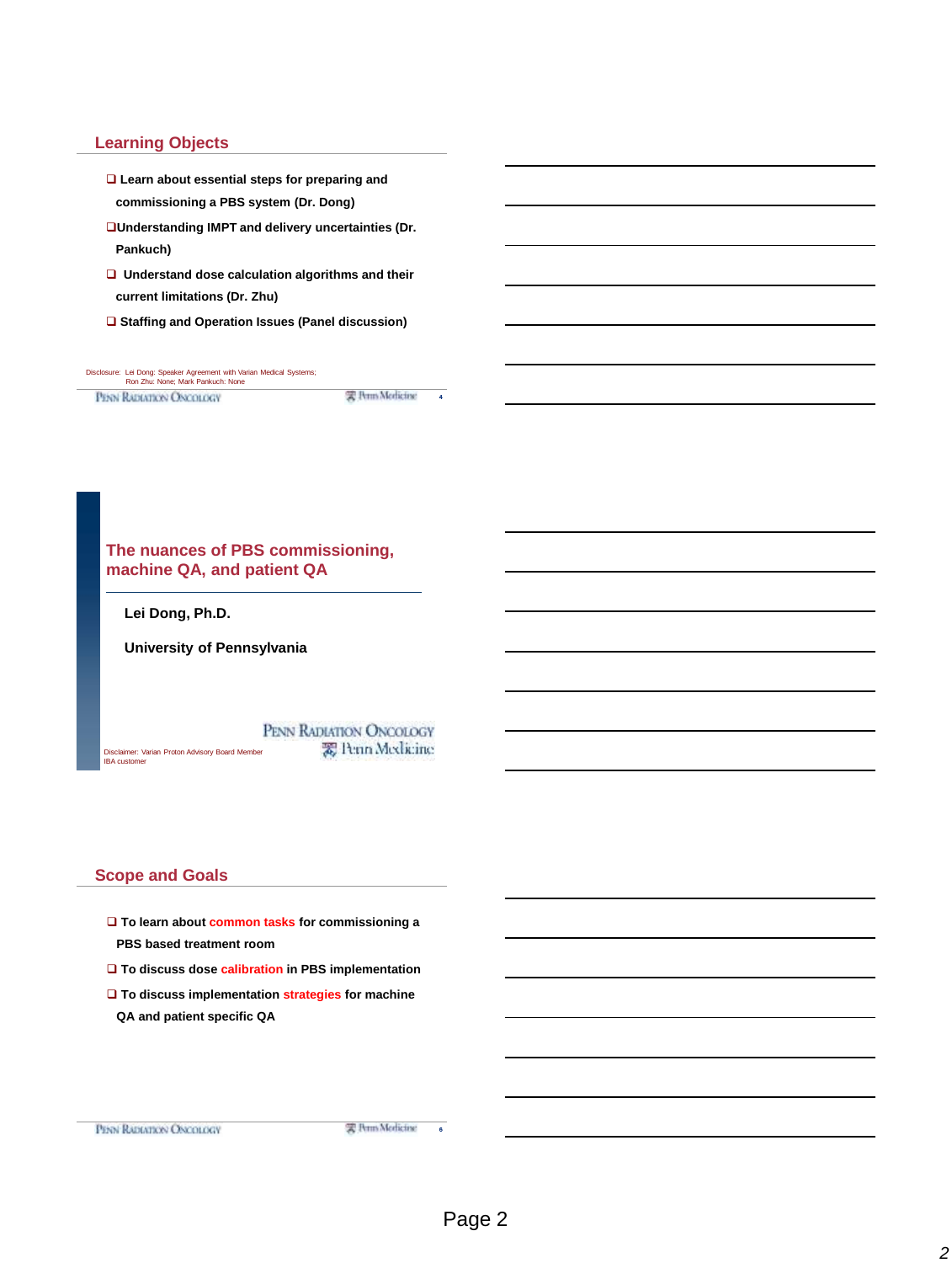## Learning Objects

- Learn about essential steps for preparing and commissioning a PBS system (Dr. Dong)
- Understanding IMPT and delivery uncertainties (Dr. Pankuch)
- Understand dose calculation algorithms and their current limitations (Dr. Zhu)
- Staffing and Operation Issues (Panel discussion)

Disclosure: Lei Dong: Speaker Agreement with Varian Medical Systems; Ron Zhu: None; Mark Pankuch: None

## The nuances of PBS commissioning, machine QA, and patient QA

**Lei Dong, Ph.D.**

**University of Pennsylvania**

Disclaimer: Varian Proton Advisory Board Member
IBA customer

## Scope and Goals

- To learn about common tasks for commissioning a PBS based treatment room
- To discuss dose calibration in PBS implementation
- To discuss implementation strategies for machine QA and patient specific QA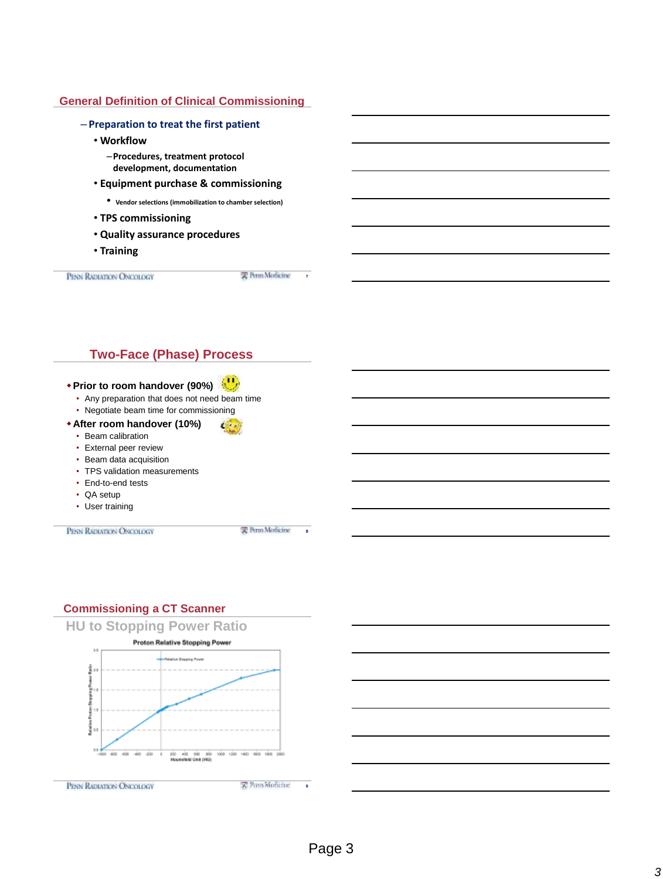## General Definition of Clinical Commissioning

- Preparation to treat the first patient
  - Workflow
    - Procedures, treatment protocol development, documentation
  - Equipment purchase & commissioning
    - Vendor selections (immobilization to chamber selection)
  - TPS commissioning
  - Quality assurance procedures
  - Training

## Two-Face (Phase) Process

- **Prior to room handover (90%)**
  - Any preparation that does not need beam time
  - Negotiate beam time for commissioning
- **After room handover (10%)**
  - Beam calibration
  - External peer review
  - Beam data acquisition
  - TPS validation measurements
  - End-to-end tests
  - QA setup
  - User training

## Commissioning a CT Scanner

### HU to Stopping Power Ratio

Proton Relative Stopping Power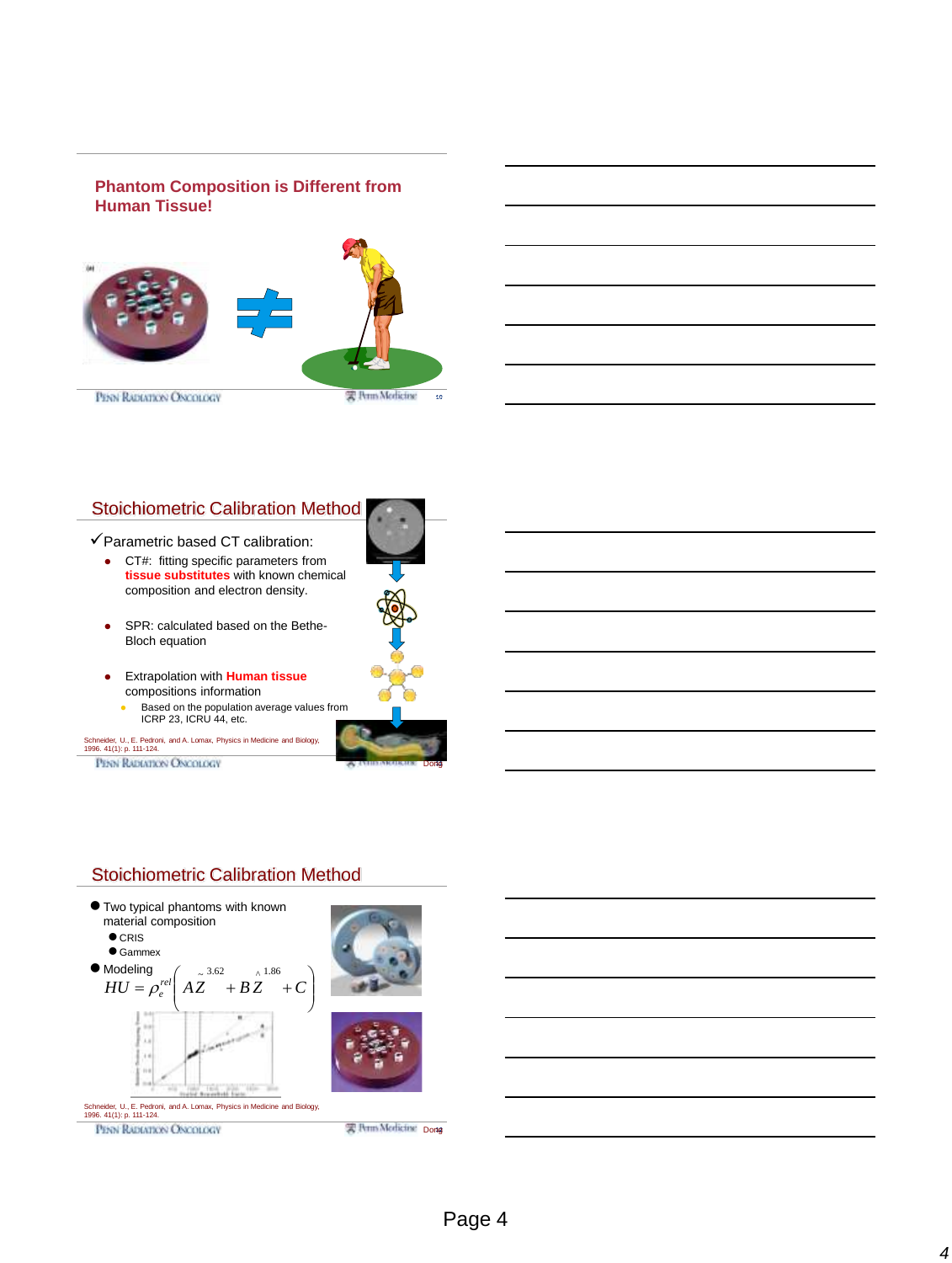## Phantom Composition is Different from Human Tissue!

## Stoichiometric Calibration Method

✓Parametric based CT calibration:

- CT#: fitting specific parameters from **tissue substitutes** with known chemical composition and electron density.
- SPR: calculated based on the Bethe-Bloch equation
- Extrapolation with **Human tissue** compositions information
  - Based on the population average values from ICRP 23, ICRU 44, etc.

Schneider, U., E. Pedroni, and A. Lomax, Physics in Medicine and Biology, 1996. 41(1): p. 111-124.

## Stoichiometric Calibration Method

- Two typical phantoms with known material composition
  - CRIS
  - Gammex
- Modeling

$$HU = \rho_e^{rel}\left( A\tilde{Z}^{3.62} + B\hat{Z}^{1.86} + C \right)$$

Schneider, U., E. Pedroni, and A. Lomax, Physics in Medicine and Biology, 1996. 41(1): p. 111-124.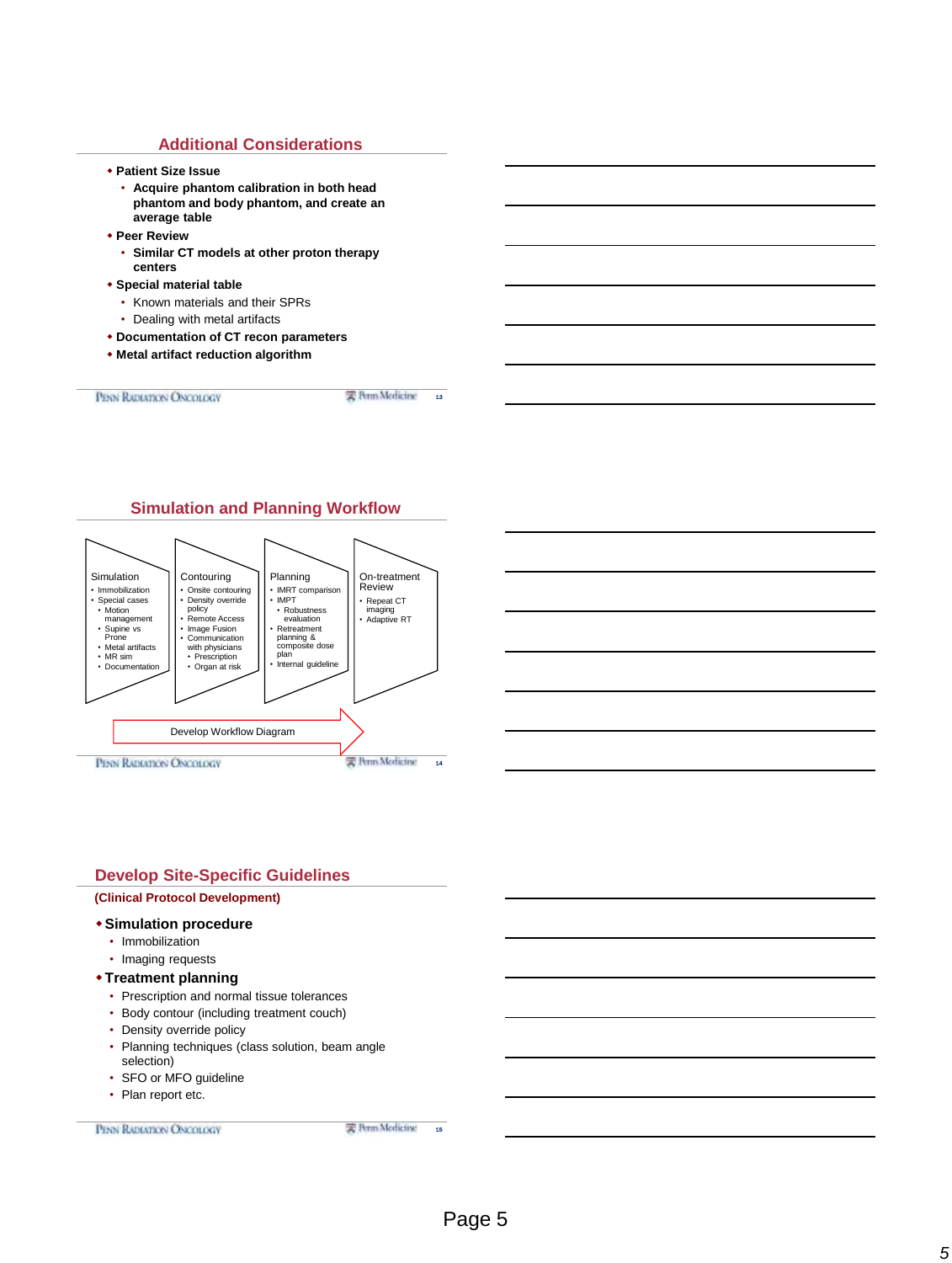## Additional Considerations

- **Patient Size Issue**
  - **Acquire phantom calibration in both head phantom and body phantom, and create an average table**
- **Peer Review**
  - **Similar CT models at other proton therapy centers**
- **Special material table**
  - Known materials and their SPRs
  - Dealing with metal artifacts
- **Documentation of CT recon parameters**
- **Metal artifact reduction algorithm**

## Simulation and Planning Workflow

**Simulation**
- Immobilization
- Special cases
  - Motion management
  - Supine vs Prone
  - Metal artifacts
  - MR sim
  - Documentation

**Contouring**
- Onsite contouring
- Density override policy
- Remote Access
- Image Fusion
- Communication with physicians
  - Prescription
  - Organ at risk

**Planning**
- IMRT comparison
- IMPT
  - Robustness evaluation
- Retreatment planning & composite dose plan
- Internal guideline

**On-treatment Review**
- Repeat CT imaging
- Adaptive RT

Develop Workflow Diagram

## Develop Site-Specific Guidelines

**(Clinical Protocol Development)**

- **Simulation procedure**
  - Immobilization
  - Imaging requests
- **Treatment planning**
  - Prescription and normal tissue tolerances
  - Body contour (including treatment couch)
  - Density override policy
  - Planning techniques (class solution, beam angle selection)
  - SFO or MFO guideline
  - Plan report etc.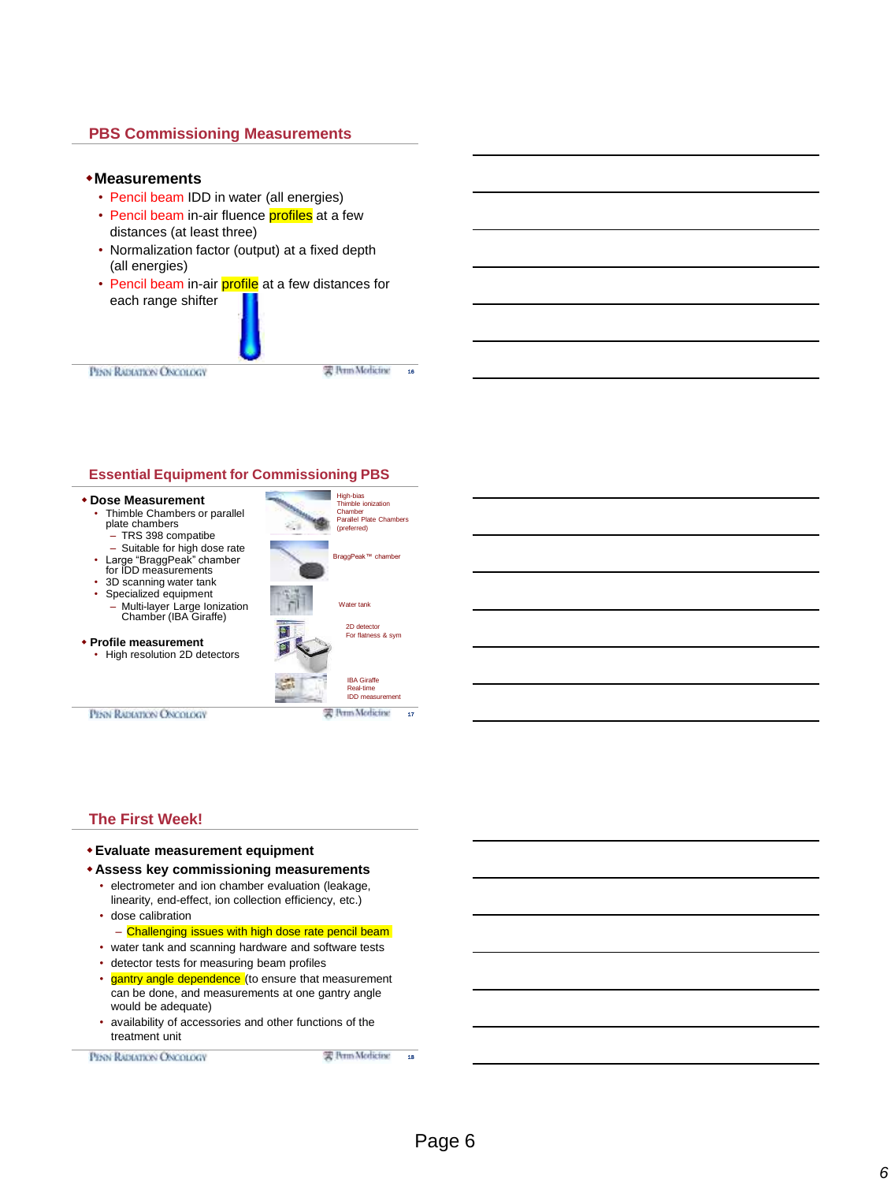## PBS Commissioning Measurements

- **Measurements**
  - Pencil beam IDD in water (all energies)
  - Pencil beam in-air fluence profiles at a few distances (at least three)
  - Normalization factor (output) at a fixed depth (all energies)
  - Pencil beam in-air profile at a few distances for each range shifter

## Essential Equipment for Commissioning PBS

- **Dose Measurement**
  - Thimble Chambers or parallel plate chambers
    - TRS 398 compatibe
    - Suitable for high dose rate
  - Large "BraggPeak" chamber for IDD measurements
  - 3D scanning water tank
  - Specialized equipment
    - Multi-layer Large Ionization Chamber (IBA Giraffe)
- **Profile measurement**
  - High resolution 2D detectors

High-bias Thimble ionization Chamber
Parallel Plate Chambers (preferred)

BraggPeak™ chamber

Water tank

2D detector
For flatness & sym

IBA Giraffe
Real-time
IDD measurement

## The First Week!

- **Evaluate measurement equipment**
- **Assess key commissioning measurements**
  - electrometer and ion chamber evaluation (leakage, linearity, end-effect, ion collection efficiency, etc.)
  - dose calibration
    - Challenging issues with high dose rate pencil beam
  - water tank and scanning hardware and software tests
  - detector tests for measuring beam profiles
  - gantry angle dependence (to ensure that measurement can be done, and measurements at one gantry angle would be adequate)
  - availability of accessories and other functions of the treatment unit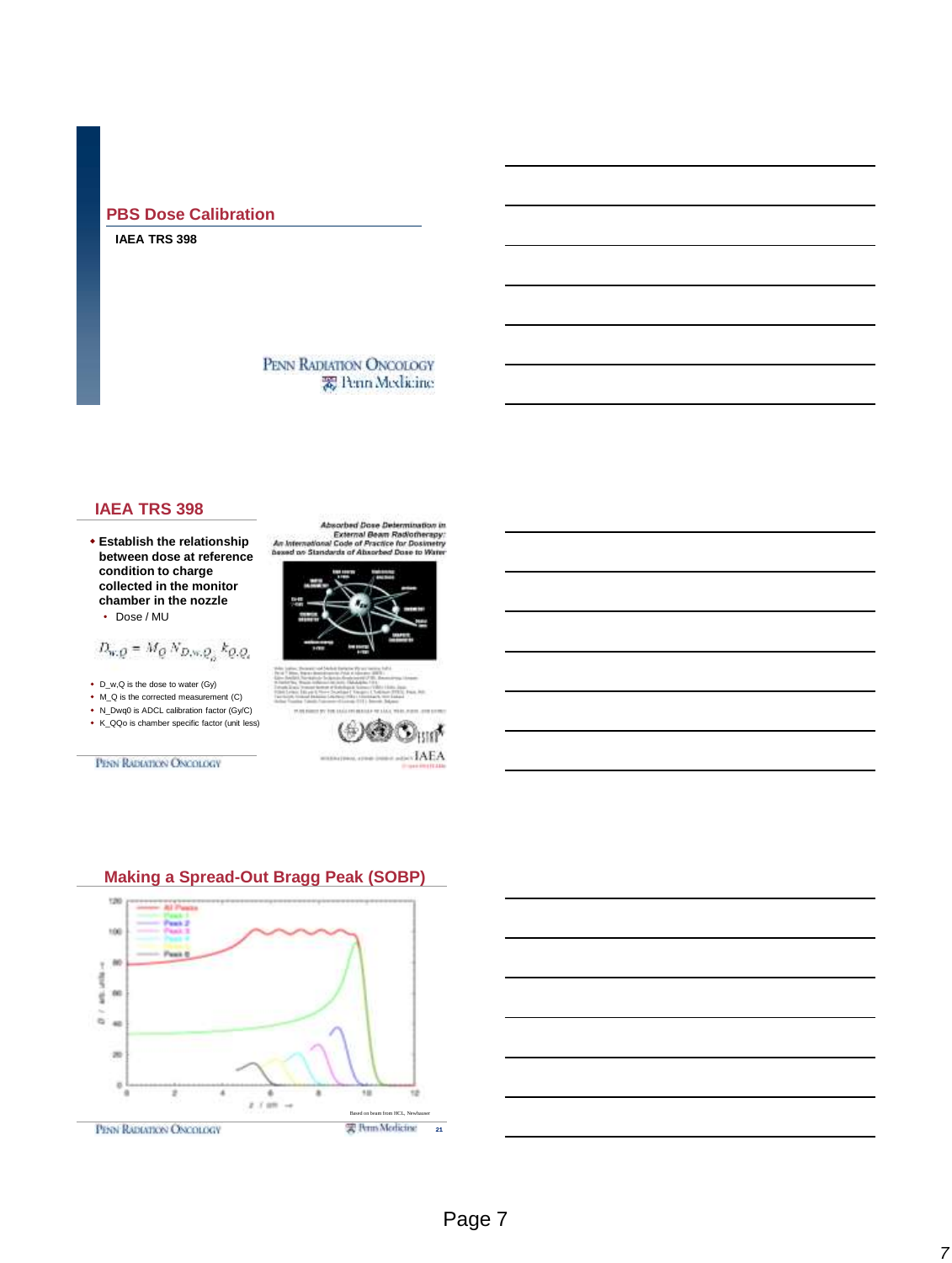## PBS Dose Calibration

IAEA TRS 398

## IAEA TRS 398

- Establish the relationship between dose at reference condition to charge collected in the monitor chamber in the nozzle
  - Dose / MU

$$D_{w,Q} = M_Q \, N_{D,w,Q_0} \, k_{Q,Q_0}$$

- D_w,Q is the dose to water (Gy)
- M_Q is the corrected measurement (C)
- N_Dwq0 is ADCL calibration factor (Gy/C)
- K_QQo is chamber specific factor (unit less)

*Absorbed Dose Determination in External Beam Radiotherapy: An International Code of Practice for Dosimetry based on Standards of Absorbed Dose to Water*

## Making a Spread-Out Bragg Peak (SOBP)

Based on beam from HCL, Newhauser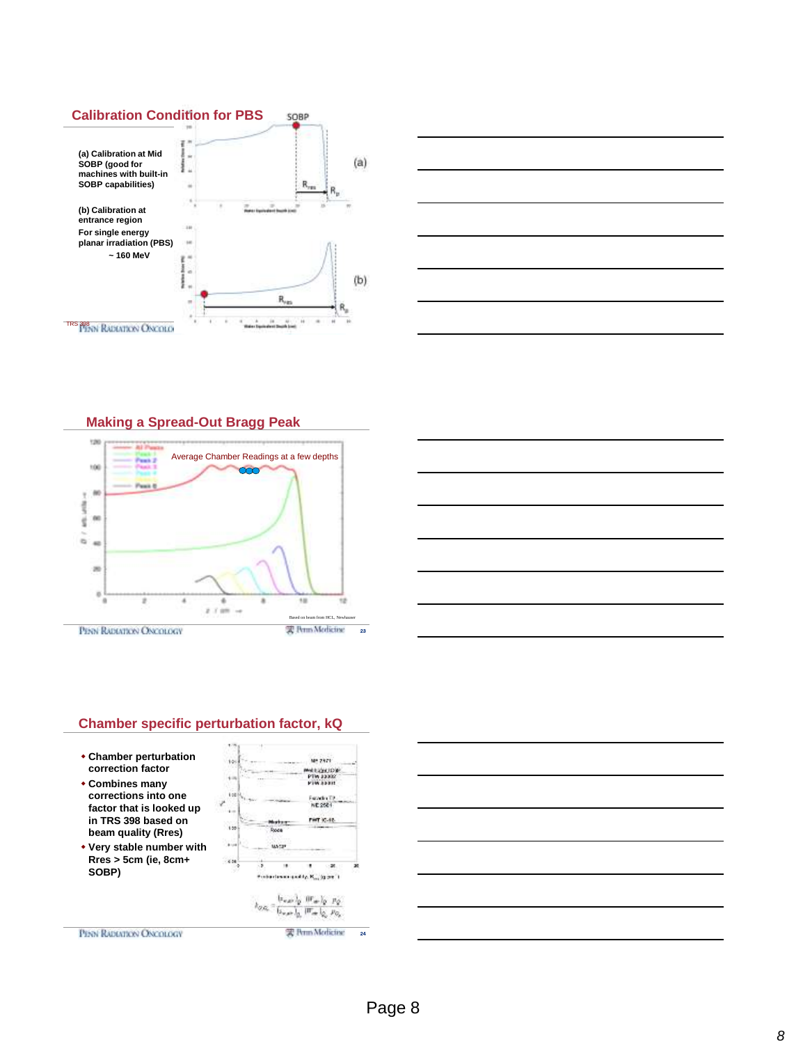## Calibration Condition for PBS

(a) Calibration at Mid SOBP (good for machines with built-in SOBP capabilities)

(b) Calibration at entrance region

For single energy planar irradiation (PBS)

~ 160 MeV

TRS 398

## Making a Spread-Out Bragg Peak

Average Chamber Readings at a few depths

Based on beam from HCL, Newhauser

## Chamber specific perturbation factor, kQ

- Chamber perturbation correction factor
- Combines many corrections into one factor that is looked up in TRS 398 based on beam quality (Rres)
- Very stable number with Rres > 5cm (ie, 8cm+ SOBP)

$$k_{Q,Q_o} = \frac{(s_{w,air})_Q}{(s_{w,air})_{Q_o}} \frac{(W_{air})_Q}{(W_{air})_{Q_o}} \frac{p_Q}{p_{Q_o}}$$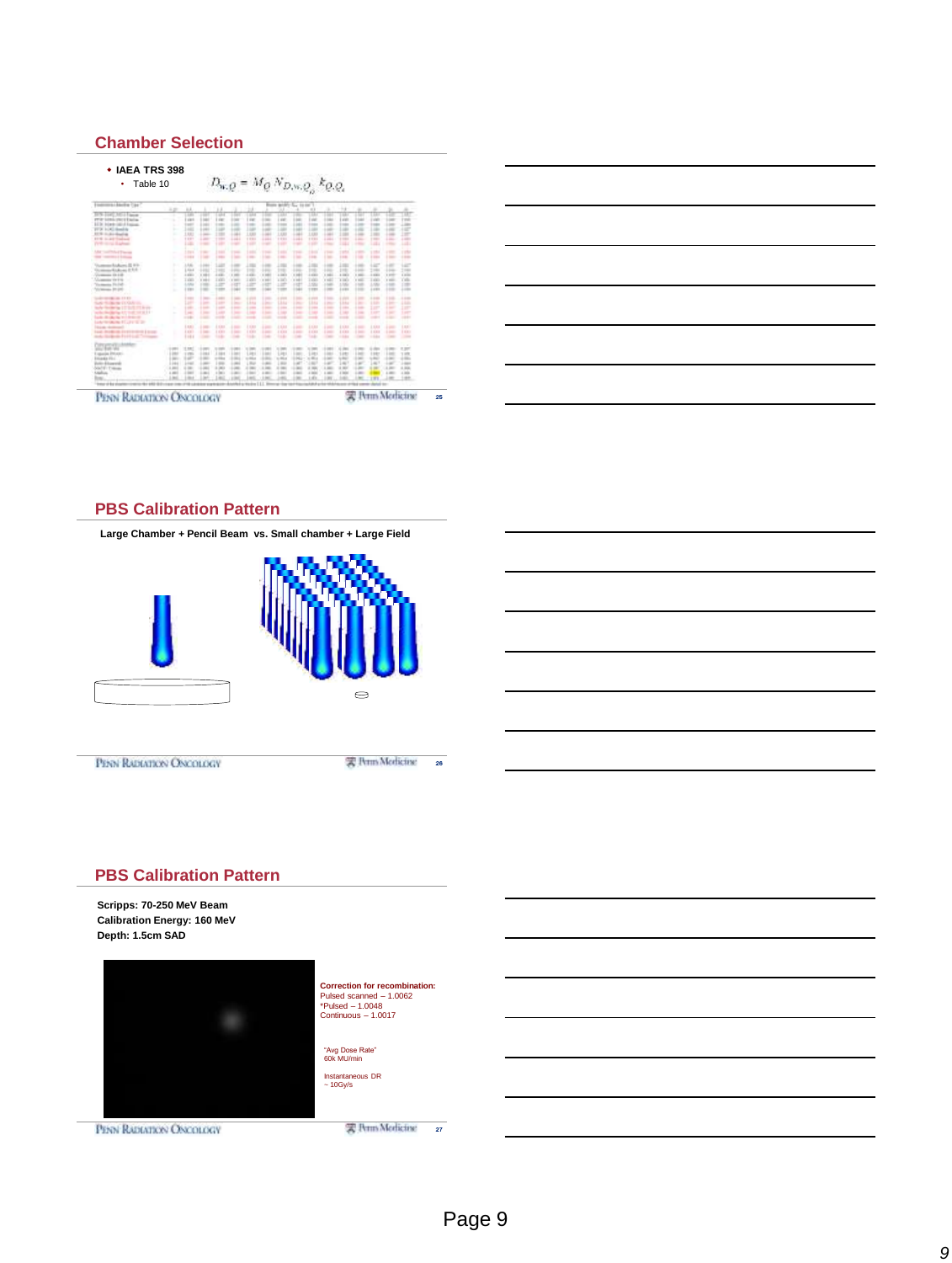## Chamber Selection

- **IAEA TRS 398**
  - Table 10

$$D_{w,Q} = M_Q \, N_{D,w,Q_o} \, k_{Q,Q_o}$$

## PBS Calibration Pattern

**Large Chamber + Pencil Beam vs. Small chamber + Large Field**

## PBS Calibration Pattern

**Scripps: 70-250 MeV Beam**
**Calibration Energy: 160 MeV**
**Depth: 1.5cm SAD**

**Correction for recombination:**
Pulsed scanned – 1.0062
*Pulsed – 1.0048
Continuous – 1.0017

"Avg Dose Rate"
60k MU/min

Instantaneous DR
~ 10Gy/s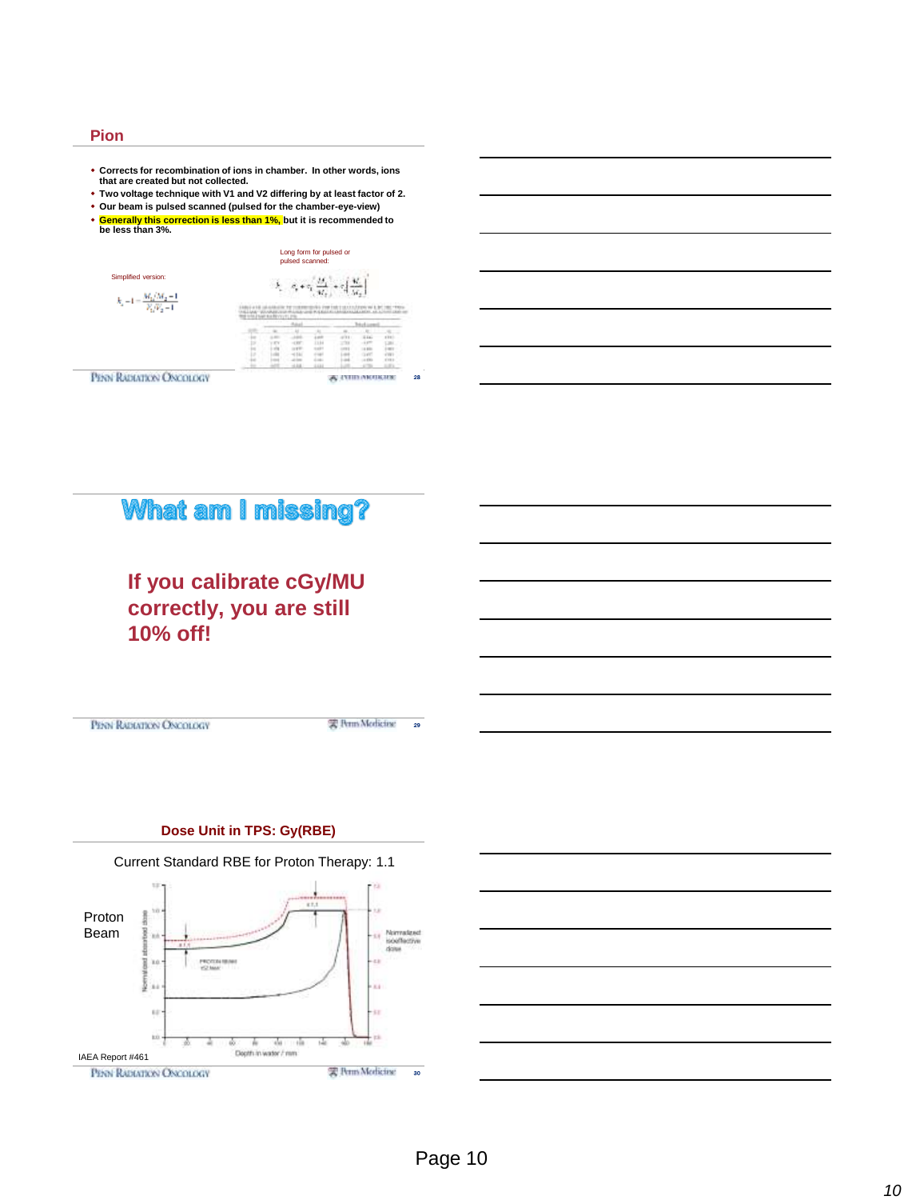## Pion

- Corrects for recombination of ions in chamber. In other words, ions that are created but not collected.
- Two voltage technique with V1 and V2 differing by at least factor of 2.
- Our beam is pulsed scanned (pulsed for the chamber-eye-view)
- **Generally this correction is less than 1%,** but it is recommended to be less than 3%.

Simplified version:

$$k_s - 1 = \frac{M_1/M_2 - 1}{V_1/V_2 - 1}$$

Long form for pulsed or pulsed scanned:

$$k_s = a_0 + a_1\left(\frac{M_1}{M_2}\right) + a_2\left(\frac{M_1}{M_2}\right)^2$$

## What am I missing?

**If you calibrate cGy/MU correctly, you are still 10% off!**

## Dose Unit in TPS: Gy(RBE)

Current Standard RBE for Proton Therapy: 1.1

Proton Beam

IAEA Report #461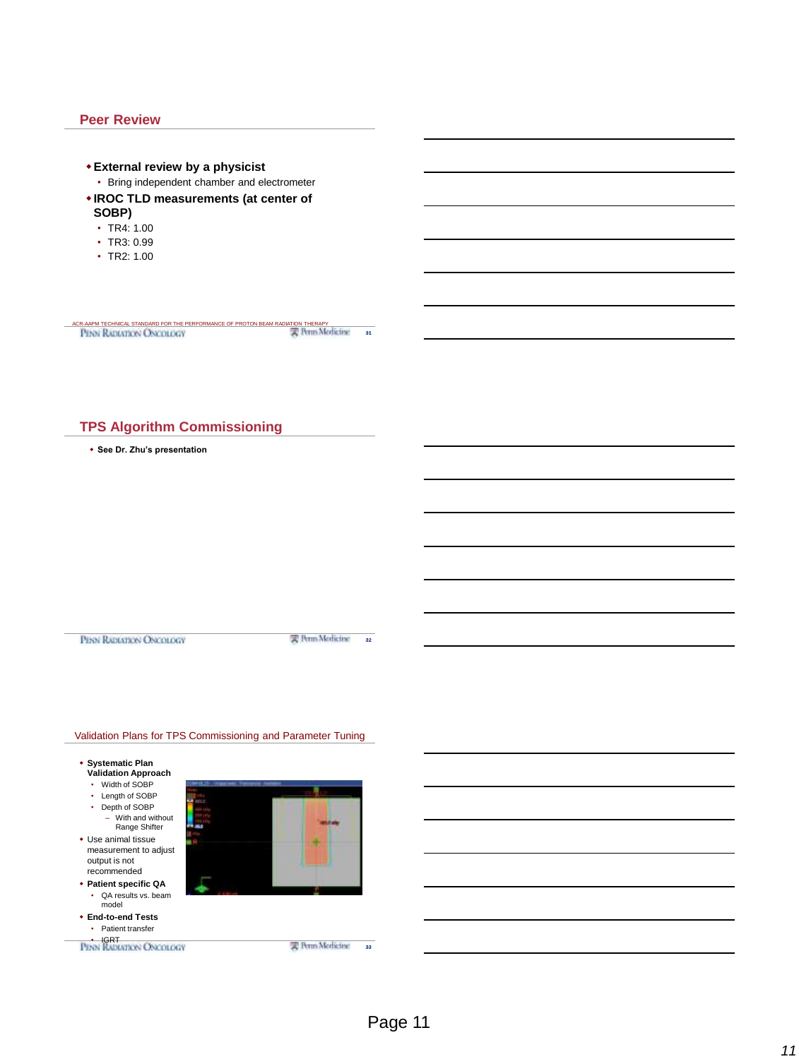## Peer Review

- **External review by a physicist**
  - Bring independent chamber and electrometer
- **IROC TLD measurements (at center of SOBP)**
  - TR4: 1.00
  - TR3: 0.99
  - TR2: 1.00

ACR-AAPM TECHNICAL STANDARD FOR THE PERFORMANCE OF PROTON BEAM RADIATION THERAPY

## TPS Algorithm Commissioning

- **See Dr. Zhu's presentation**

## Validation Plans for TPS Commissioning and Parameter Tuning

- **Systematic Plan Validation Approach**
  - Width of SOBP
  - Length of SOBP
  - Depth of SOBP
    - With and without Range Shifter
- Use animal tissue measurement to adjust output is not recommended
- **Patient specific QA**
  - QA results vs. beam model
- **End-to-end Tests**
  - Patient transfer
  - IGRT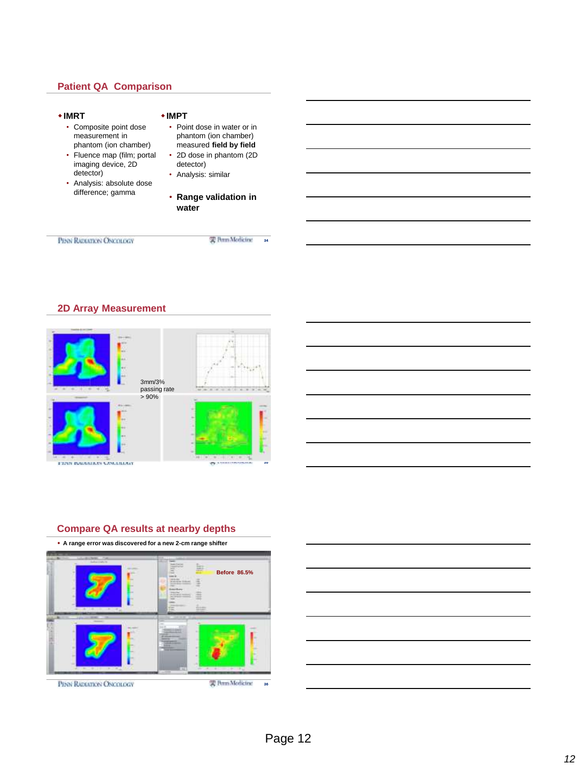## Patient QA Comparison

- **IMRT**
  - Composite point dose measurement in phantom (ion chamber)
  - Fluence map (film; portal imaging device, 2D detector)
  - Analysis: absolute dose difference; gamma
- **IMPT**
  - Point dose in water or in phantom (ion chamber) measured **field by field**
  - 2D dose in phantom (2D detector)
  - Analysis: similar
  - **Range validation in water**

## 2D Array Measurement

3mm/3% passing rate > 90%

## Compare QA results at nearby depths

- A range error was discovered for a new 2-cm range shifter

Before 86.5%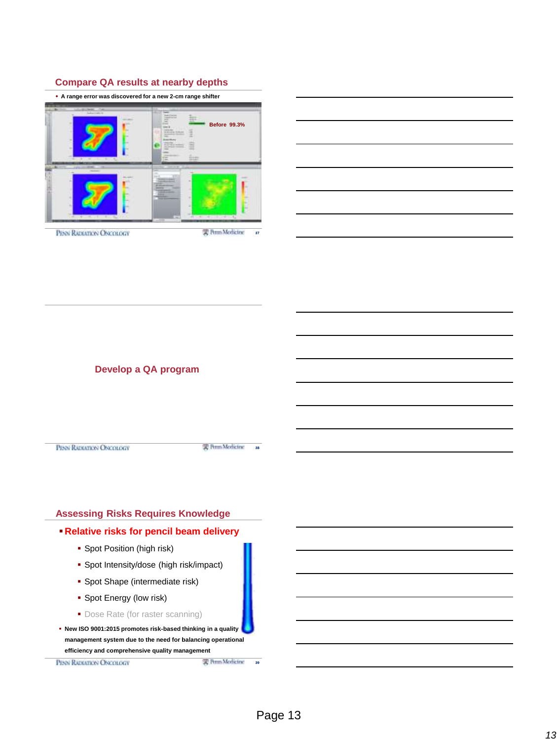## Compare QA results at nearby depths

- A range error was discovered for a new 2-cm range shifter

Before 99.3%

## Develop a QA program

## Assessing Risks Requires Knowledge

- **Relative risks for pencil beam delivery**
  - Spot Position (high risk)
  - Spot Intensity/dose (high risk/impact)
  - Spot Shape (intermediate risk)
  - Spot Energy (low risk)
  - Dose Rate (for raster scanning)
- **New ISO 9001:2015 promotes risk-based thinking in a quality management system due to the need for balancing operational efficiency and comprehensive quality management**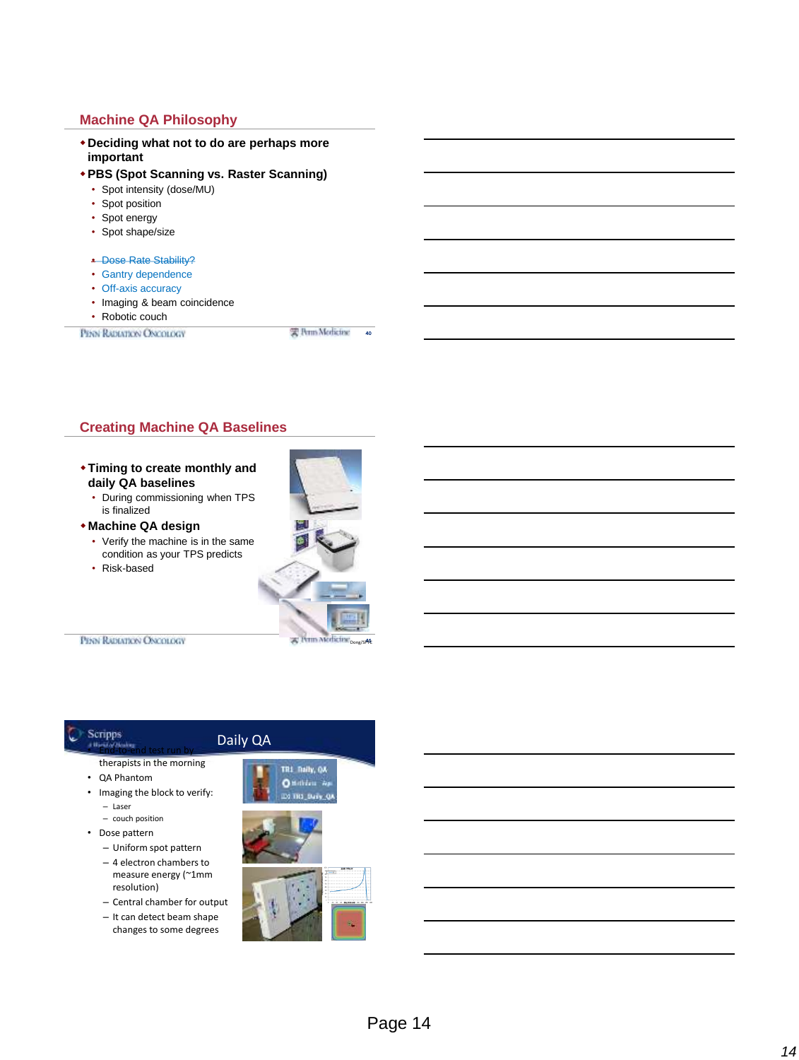## Machine QA Philosophy

- **Deciding what not to do are perhaps more important**
- **PBS (Spot Scanning vs. Raster Scanning)**
  - Spot intensity (dose/MU)
  - Spot position
  - Spot energy
  - Spot shape/size

  - ~~Dose Rate Stability?~~
  - Gantry dependence
  - Off-axis accuracy
  - Imaging & beam coincidence
  - Robotic couch

## Creating Machine QA Baselines

- **Timing to create monthly and daily QA baselines**
  - During commissioning when TPS is finalized
- **Machine QA design**
  - Verify the machine is in the same condition as your TPS predicts
  - Risk-based

## Daily QA

- ~~End-to-end test run by~~ therapists in the morning
- QA Phantom
- Imaging the block to verify:
  - Laser
  - couch position
- Dose pattern
  - Uniform spot pattern
  - 4 electron chambers to measure energy (~1mm resolution)
  - Central chamber for output
  - It can detect beam shape changes to some degrees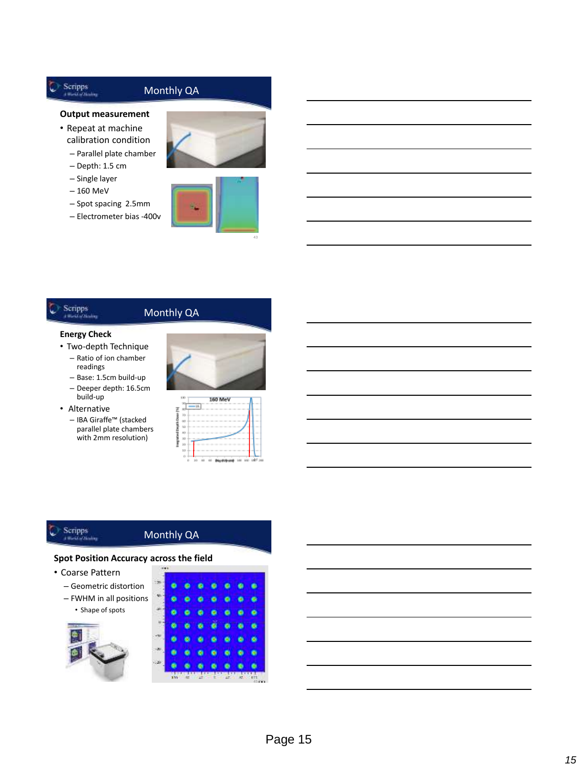## Monthly QA

**Output measurement**

- Repeat at machine calibration condition
  - Parallel plate chamber
  - Depth: 1.5 cm
  - Single layer
  - 160 MeV
  - Spot spacing 2.5mm
  - Electrometer bias -400v

## Monthly QA

**Energy Check**

- Two-depth Technique
  - Ratio of ion chamber readings
  - Base: 1.5cm build-up
  - Deeper depth: 16.5cm build-up
- Alternative
  - IBA Giraffe™ (stacked parallel plate chambers with 2mm resolution)

## Monthly QA

**Spot Position Accuracy across the field**

- Coarse Pattern
  - Geometric distortion
  - FWHM in all positions
    - Shape of spots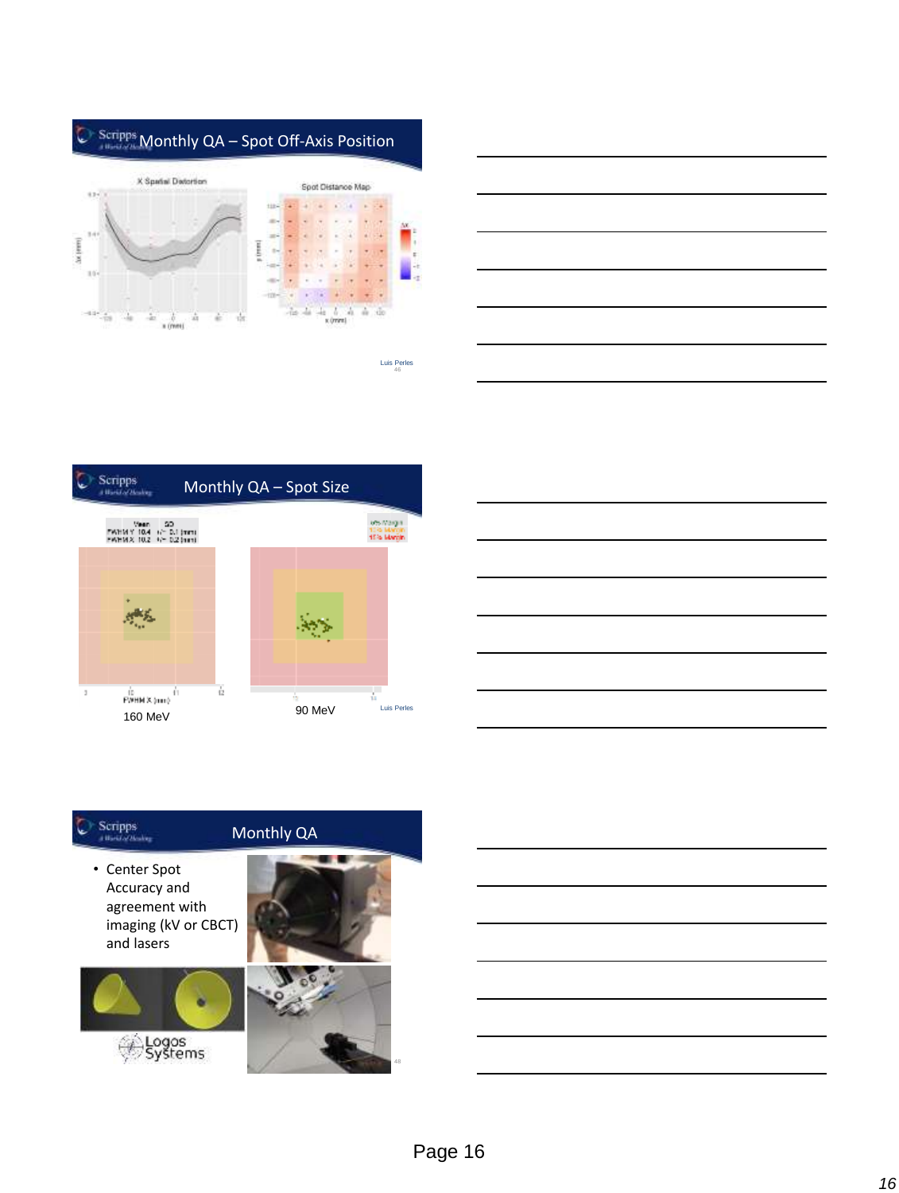## Monthly QA – Spot Off-Axis Position

X Spatial Distortion

Spot Distance Map

Luis Perles

## Monthly QA – Spot Size

| | Mean | SD |
|---|---|---|
| FWHM Y | 10.4 | +/- 0.1 [mm] |
| FWHM X | 10.2 | +/- 0.2 [mm] |

160 MeV

90 MeV

Luis Perles

## Monthly QA

- Center Spot Accuracy and agreement with imaging (kV or CBCT) and lasers

Logos Systems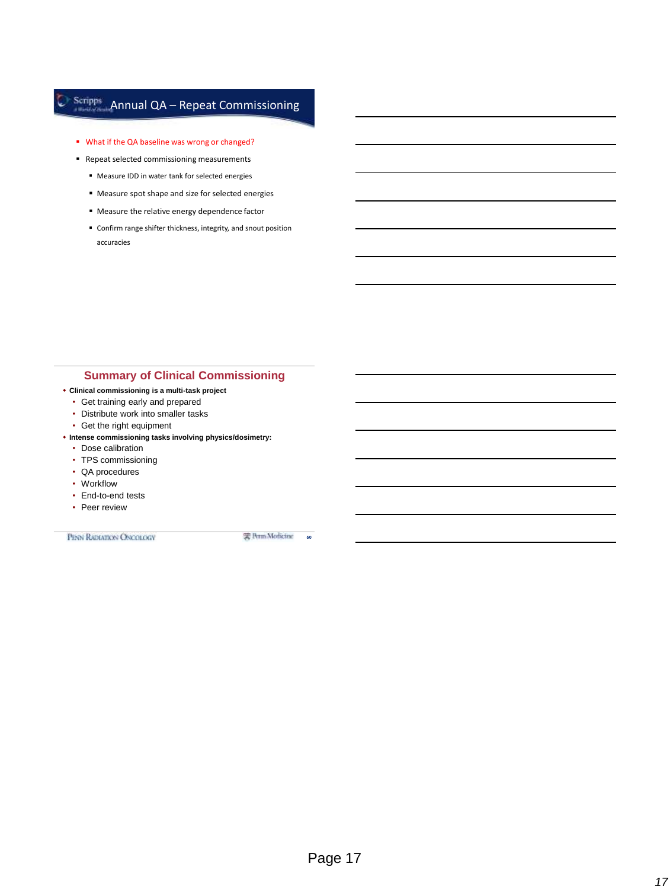## Annual QA – Repeat Commissioning

- What if the QA baseline was wrong or changed?
- Repeat selected commissioning measurements
  - Measure IDD in water tank for selected energies
  - Measure spot shape and size for selected energies
  - Measure the relative energy dependence factor
  - Confirm range shifter thickness, integrity, and snout position accuracies

## Summary of Clinical Commissioning

- **Clinical commissioning is a multi-task project**
  - Get training early and prepared
  - Distribute work into smaller tasks
  - Get the right equipment
- **Intense commissioning tasks involving physics/dosimetry:**
  - Dose calibration
  - TPS commissioning
  - QA procedures
  - Workflow
  - End-to-end tests
  - Peer review